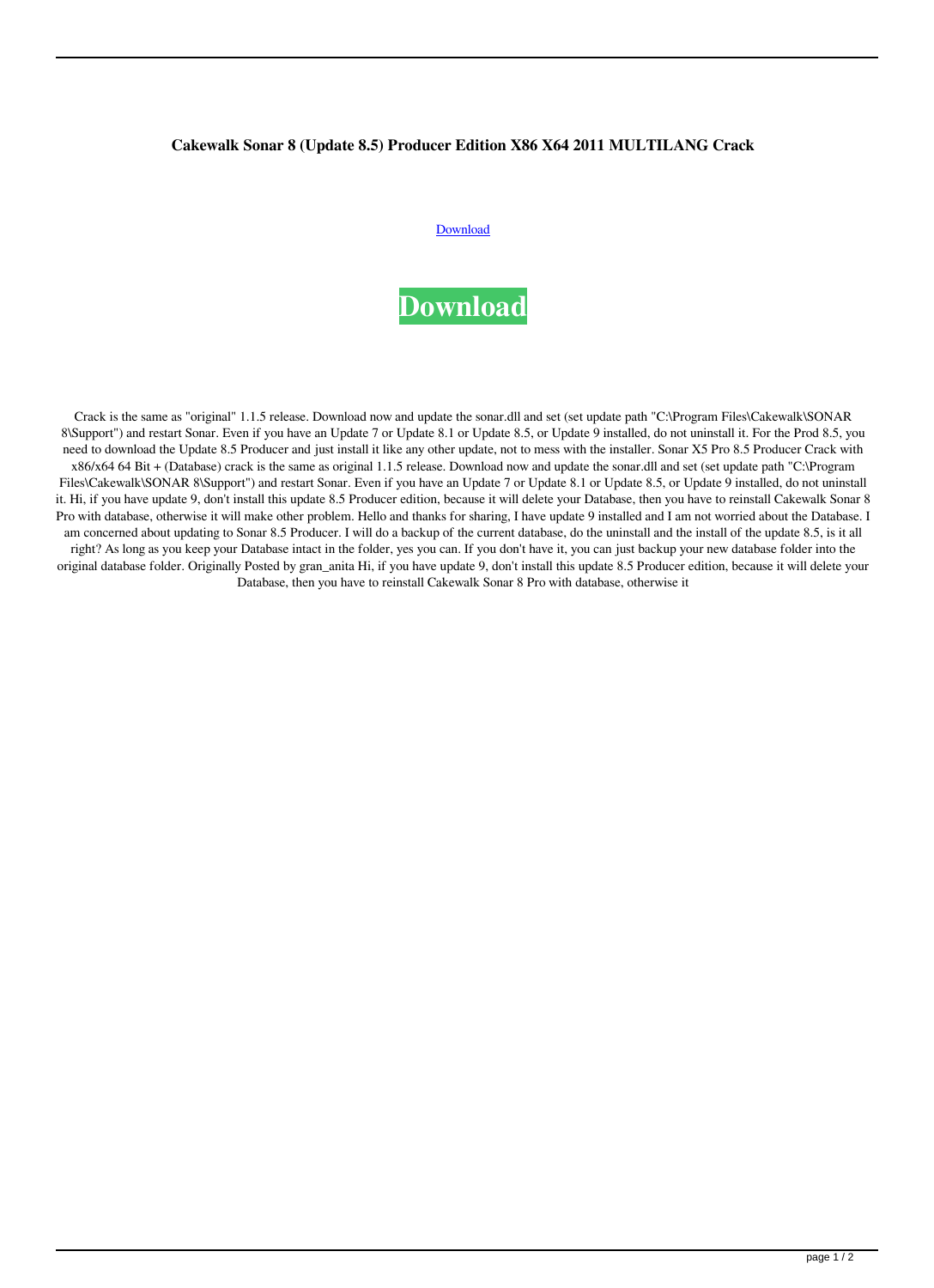**Cakewalk Sonar 8 (Update 8.5) Producer Edition X86 X64 2011 MULTILANG Crack**

Download

**Download**

Crack is the same as "original" 1.1.5 release. Download now and update the sonar.dll and set (set update path "C:\Program Files\Cakewalk\SONAR 8\Support") and restart Sonar. Even if you have an Update 7 or Update 8.1 or Update 8.5, or Update 9 installed, do not uninstall it. For the Prod 8.5, you need to download the Update 8.5 Producer and just install it like any other update, not to mess with the installer. Sonar X5 Pro 8.5 Producer Crack with x86/x64 64 Bit + (Database) crack is the same as original 1.1.5 release. Download now and update the sonar.dll and set (set update path "C:\Program Files\Cakewalk\SONAR 8\Support") and restart Sonar. Even if you have an Update 7 or Update 8.1 or Update 8.5, or Update 9 installed, do not uninstall it. Hi, if you have update 9, don't install this update 8.5 Producer edition, because it will delete your Database, then you have to reinstall Cakewalk Sonar 8 Pro with database, otherwise it will make other problem. Hello and thanks for sharing, I have update 9 installed and I am not worried about the Database. I am concerned about updating to Sonar 8.5 Producer. I will do a backup of the current database, do the uninstall and the install of the update 8.5, is it all right? As long as you keep your Database intact in the folder, yes you can. If you don't have it, you can just backup your new database folder into the original database folder. Originally Posted by gran_anita Hi, if you have update 9, don't install this update 8.5 Producer edition, because it will delete your Database, then you have to reinstall Cakewalk Sonar 8 Pro with database, otherwise it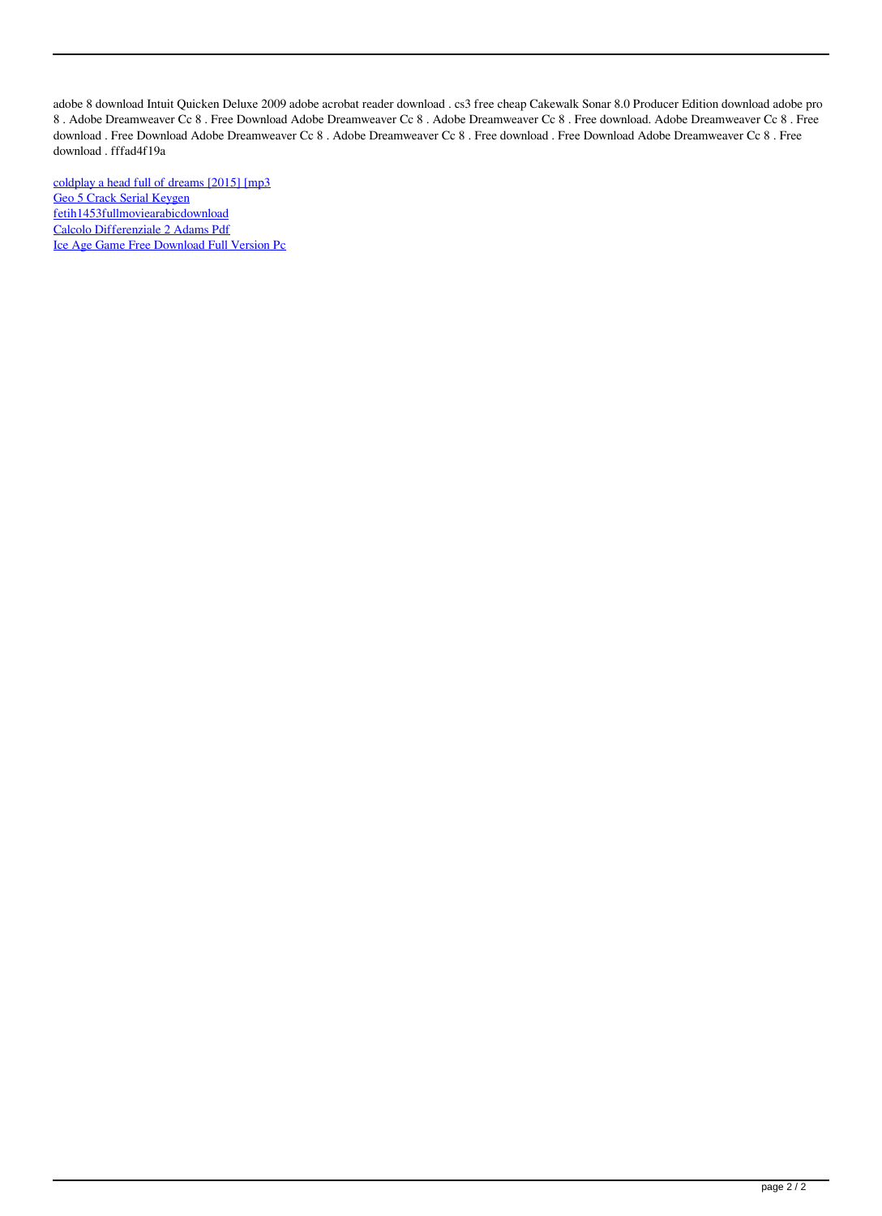adobe 8 download Intuit Quicken Deluxe 2009 adobe acrobat reader download . cs3 free cheap Cakewalk Sonar 8.0 Producer Edition download adobe pro 8 . Adobe Dreamweaver Cc 8 . Free Download Adobe Dreamweaver Cc 8 . Adobe Dreamweaver Cc 8 . Free download. Adobe Dreamweaver Cc 8 . Free download . Free Download Adobe Dreamweaver Cc 8 . Adobe Dreamweaver Cc 8 . Free download . Free Download Adobe Dreamweaver Cc 8 . Free download . fffad4f19a

coldplay a head full of dreams [2015] [mp3
Geo 5 Crack Serial Keygen
fetih1453fullmoviearabicdownload
Calcolo Differenziale 2 Adams Pdf
Ice Age Game Free Download Full Version Pc